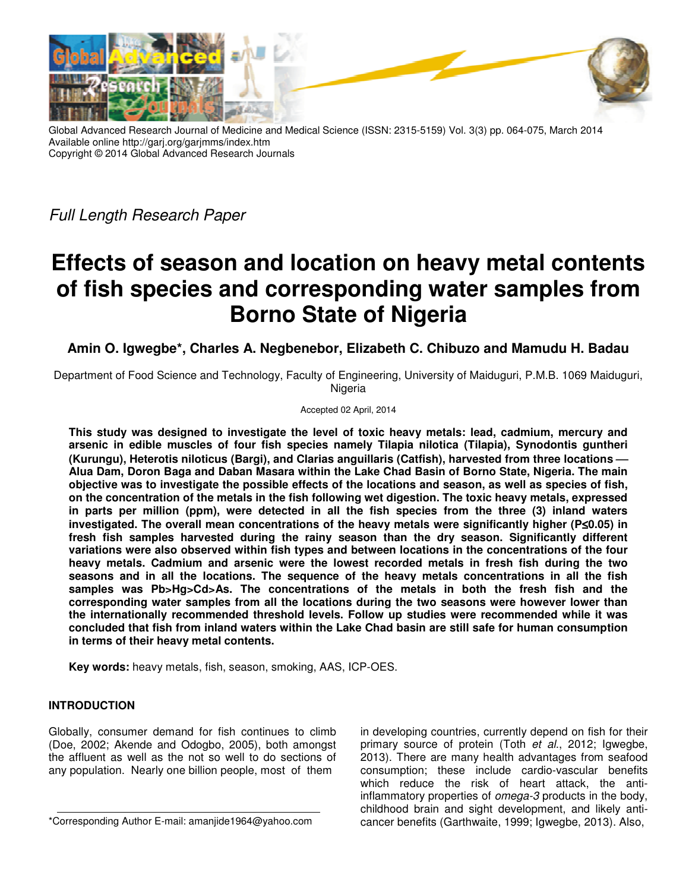Global Advanced Research Journal of Medicine and Medical Science (ISSN: 2315-5159) Vol. 3(3) pp. 064-075, March 2014
Available online http://garj.org/garjmms/index.htm
Copyright © 2014 Global Advanced Research Journals

*Full Length Research Paper*

# Effects of season and location on heavy metal contents of fish species and corresponding water samples from Borno State of Nigeria

**Amin O. Igwegbe\*, Charles A. Negbenebor, Elizabeth C. Chibuzo and Mamudu H. Badau**

Department of Food Science and Technology, Faculty of Engineering, University of Maiduguri, P.M.B. 1069 Maiduguri, Nigeria

Accepted 02 April, 2014

**This study was designed to investigate the level of toxic heavy metals: lead, cadmium, mercury and arsenic in edible muscles of four fish species namely Tilapia nilotica (Tilapia), Synodontis guntheri (Kurungu), Heterotis niloticus (Bargi), and Clarias anguillaris (Catfish), harvested from three locations — Alua Dam, Doron Baga and Daban Masara within the Lake Chad Basin of Borno State, Nigeria. The main objective was to investigate the possible effects of the locations and season, as well as species of fish, on the concentration of the metals in the fish following wet digestion. The toxic heavy metals, expressed in parts per million (ppm), were detected in all the fish species from the three (3) inland waters investigated. The overall mean concentrations of the heavy metals were significantly higher (P≤0.05) in fresh fish samples harvested during the rainy season than the dry season. Significantly different variations were also observed within fish types and between locations in the concentrations of the four heavy metals. Cadmium and arsenic were the lowest recorded metals in fresh fish during the two seasons and in all the locations. The sequence of the heavy metals concentrations in all the fish samples was Pb>Hg>Cd>As. The concentrations of the metals in both the fresh fish and the corresponding water samples from all the locations during the two seasons were however lower than the internationally recommended threshold levels. Follow up studies were recommended while it was concluded that fish from inland waters within the Lake Chad basin are still safe for human consumption in terms of their heavy metal contents.**

**Key words:** heavy metals, fish, season, smoking, AAS, ICP-OES.

## INTRODUCTION

Globally, consumer demand for fish continues to climb (Doe, 2002; Akende and Odogbo, 2005), both amongst the affluent as well as the not so well to do sections of any population. Nearly one billion people, most of them in developing countries, currently depend on fish for their primary source of protein (Toth *et al*., 2012; Igwegbe, 2013). There are many health advantages from seafood consumption; these include cardio-vascular benefits which reduce the risk of heart attack, the anti-inflammatory properties of *omega-3* products in the body, childhood brain and sight development, and likely anti-cancer benefits (Garthwaite, 1999; Igwegbe, 2013). Also,

\*Corresponding Author E-mail: amanjide1964@yahoo.com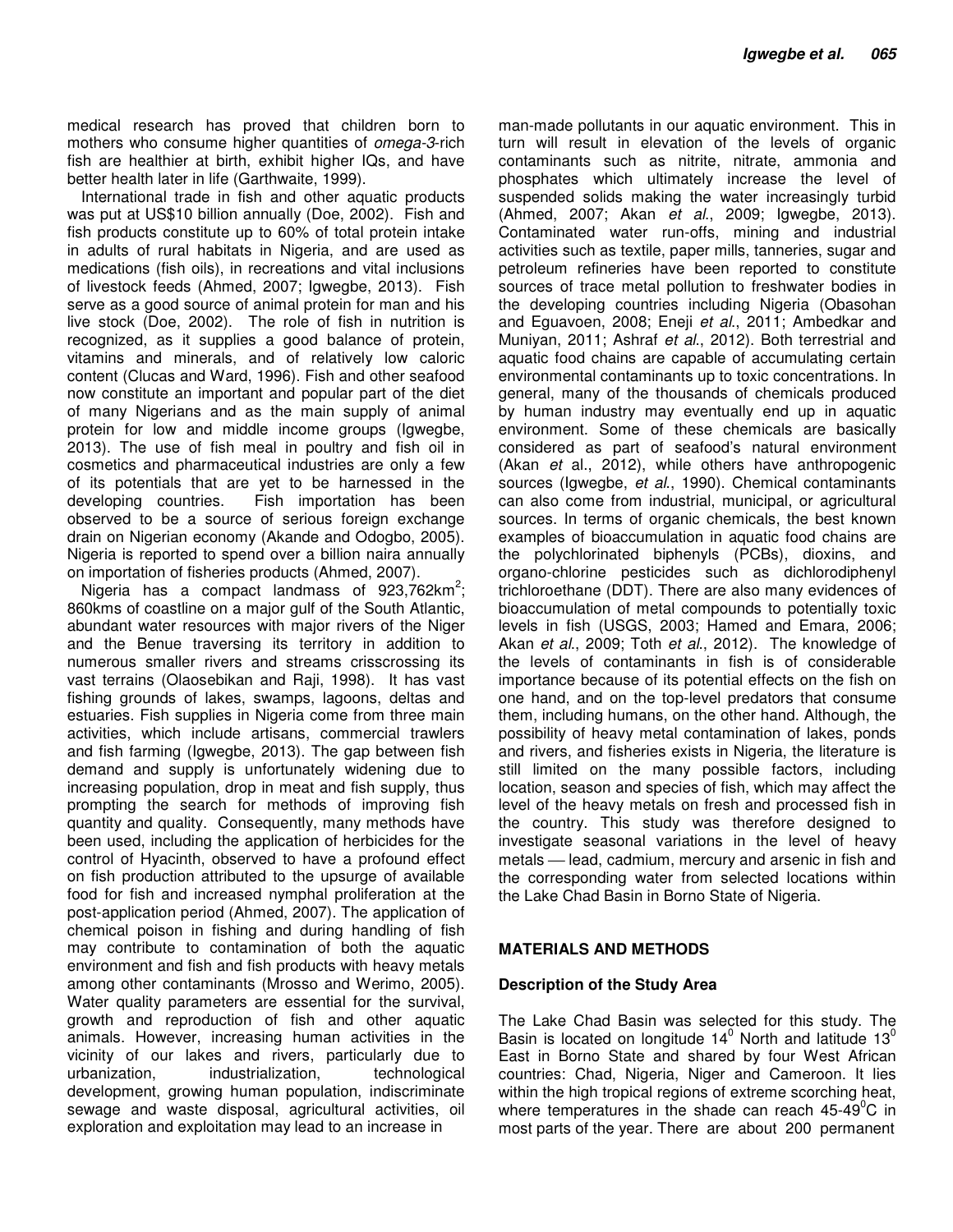medical research has proved that children born to mothers who consume higher quantities of *omega-3*-rich fish are healthier at birth, exhibit higher IQs, and have better health later in life (Garthwaite, 1999).

International trade in fish and other aquatic products was put at US$10 billion annually (Doe, 2002). Fish and fish products constitute up to 60% of total protein intake in adults of rural habitats in Nigeria, and are used as medications (fish oils), in recreations and vital inclusions of livestock feeds (Ahmed, 2007; Igwegbe, 2013). Fish serve as a good source of animal protein for man and his live stock (Doe, 2002). The role of fish in nutrition is recognized, as it supplies a good balance of protein, vitamins and minerals, and of relatively low caloric content (Clucas and Ward, 1996). Fish and other seafood now constitute an important and popular part of the diet of many Nigerians and as the main supply of animal protein for low and middle income groups (Igwegbe, 2013). The use of fish meal in poultry and fish oil in cosmetics and pharmaceutical industries are only a few of its potentials that are yet to be harnessed in the developing countries. Fish importation has been observed to be a source of serious foreign exchange drain on Nigerian economy (Akande and Odogbo, 2005). Nigeria is reported to spend over a billion naira annually on importation of fisheries products (Ahmed, 2007).

Nigeria has a compact landmass of 923,762km$^2$; 860kms of coastline on a major gulf of the South Atlantic, abundant water resources with major rivers of the Niger and the Benue traversing its territory in addition to numerous smaller rivers and streams crisscrossing its vast terrains (Olaosebikan and Raji, 1998). It has vast fishing grounds of lakes, swamps, lagoons, deltas and estuaries. Fish supplies in Nigeria come from three main activities, which include artisans, commercial trawlers and fish farming (Igwegbe, 2013). The gap between fish demand and supply is unfortunately widening due to increasing population, drop in meat and fish supply, thus prompting the search for methods of improving fish quantity and quality. Consequently, many methods have been used, including the application of herbicides for the control of Hyacinth, observed to have a profound effect on fish production attributed to the upsurge of available food for fish and increased nymphal proliferation at the post-application period (Ahmed, 2007). The application of chemical poison in fishing and during handling of fish may contribute to contamination of both the aquatic environment and fish and fish products with heavy metals among other contaminants (Mrosso and Werimo, 2005). Water quality parameters are essential for the survival, growth and reproduction of fish and other aquatic animals. However, increasing human activities in the vicinity of our lakes and rivers, particularly due to urbanization, industrialization, technological development, growing human population, indiscriminate sewage and waste disposal, agricultural activities, oil exploration and exploitation may lead to an increase in man-made pollutants in our aquatic environment. This in turn will result in elevation of the levels of organic contaminants such as nitrite, nitrate, ammonia and phosphates which ultimately increase the level of suspended solids making the water increasingly turbid (Ahmed, 2007; Akan *et al*., 2009; Igwegbe, 2013). Contaminated water run-offs, mining and industrial activities such as textile, paper mills, tanneries, sugar and petroleum refineries have been reported to constitute sources of trace metal pollution to freshwater bodies in the developing countries including Nigeria (Obasohan and Eguavoen, 2008; Eneji *et al*., 2011; Ambedkar and Muniyan, 2011; Ashraf *et al*., 2012). Both terrestrial and aquatic food chains are capable of accumulating certain environmental contaminants up to toxic concentrations. In general, many of the thousands of chemicals produced by human industry may eventually end up in aquatic environment. Some of these chemicals are basically considered as part of seafood's natural environment (Akan *et* al., 2012), while others have anthropogenic sources (Igwegbe, *et al*., 1990). Chemical contaminants can also come from industrial, municipal, or agricultural sources. In terms of organic chemicals, the best known examples of bioaccumulation in aquatic food chains are the polychlorinated biphenyls (PCBs), dioxins, and organo-chlorine pesticides such as dichlorodiphenyl trichloroethane (DDT). There are also many evidences of bioaccumulation of metal compounds to potentially toxic levels in fish (USGS, 2003; Hamed and Emara, 2006; Akan *et al*., 2009; Toth *et al*., 2012). The knowledge of the levels of contaminants in fish is of considerable importance because of its potential effects on the fish on one hand, and on the top-level predators that consume them, including humans, on the other hand. Although, the possibility of heavy metal contamination of lakes, ponds and rivers, and fisheries exists in Nigeria, the literature is still limited on the many possible factors, including location, season and species of fish, which may affect the level of the heavy metals on fresh and processed fish in the country. This study was therefore designed to investigate seasonal variations in the level of heavy metals — lead, cadmium, mercury and arsenic in fish and the corresponding water from selected locations within the Lake Chad Basin in Borno State of Nigeria.

## MATERIALS AND METHODS

### Description of the Study Area

The Lake Chad Basin was selected for this study. The Basin is located on longitude 14$^0$ North and latitude 13$^0$ East in Borno State and shared by four West African countries: Chad, Nigeria, Niger and Cameroon. It lies within the high tropical regions of extreme scorching heat, where temperatures in the shade can reach 45-49$^0$C in most parts of the year. There are about 200 permanent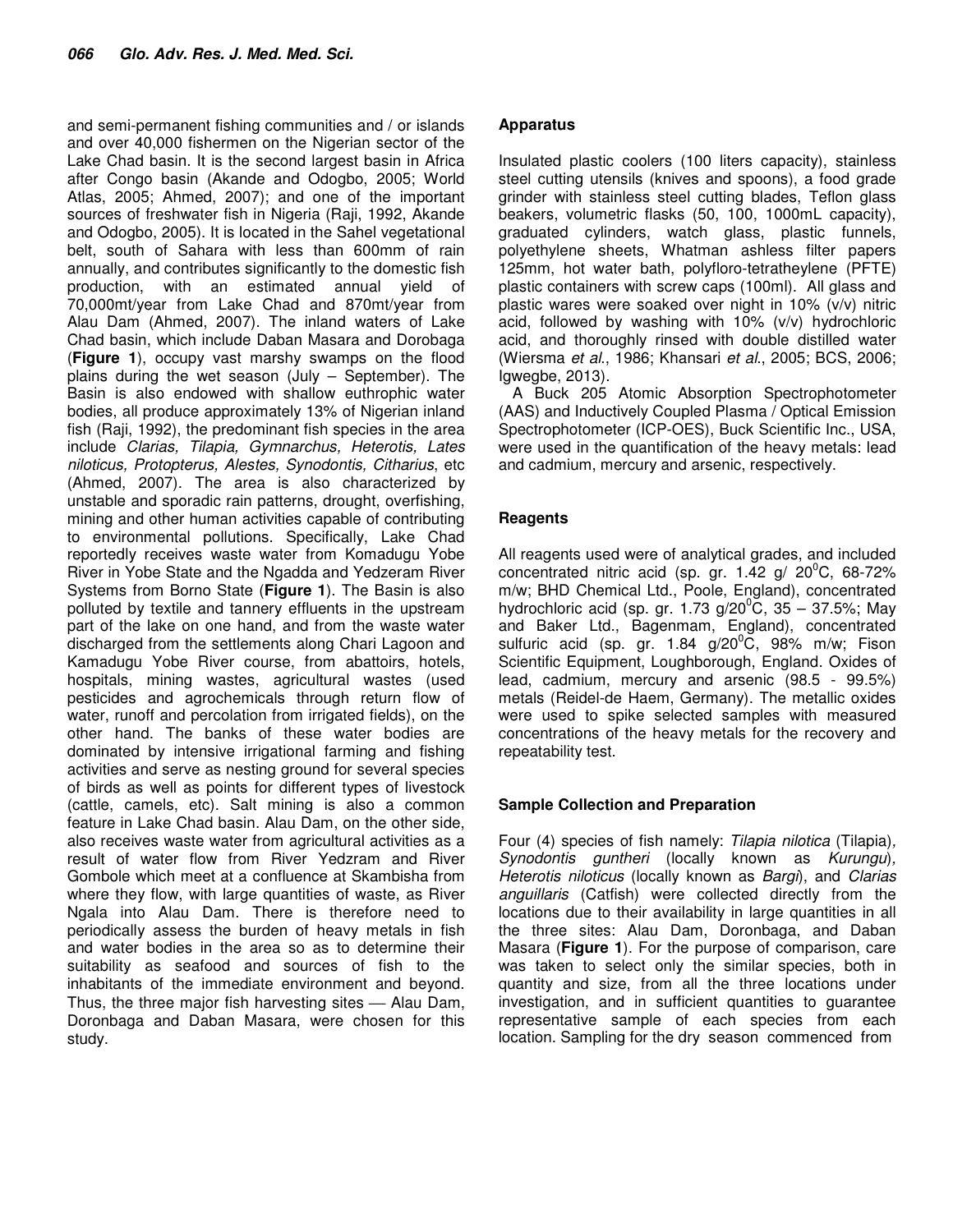and semi-permanent fishing communities and / or islands and over 40,000 fishermen on the Nigerian sector of the Lake Chad basin. It is the second largest basin in Africa after Congo basin (Akande and Odogbo, 2005; World Atlas, 2005; Ahmed, 2007); and one of the important sources of freshwater fish in Nigeria (Raji, 1992, Akande and Odogbo, 2005). It is located in the Sahel vegetational belt, south of Sahara with less than 600mm of rain annually, and contributes significantly to the domestic fish production, with an estimated annual yield of 70,000mt/year from Lake Chad and 870mt/year from Alau Dam (Ahmed, 2007). The inland waters of Lake Chad basin, which include Daban Masara and Dorobaga (**Figure 1**), occupy vast marshy swamps on the flood plains during the wet season (July – September). The Basin is also endowed with shallow euthrophic water bodies, all produce approximately 13% of Nigerian inland fish (Raji, 1992), the predominant fish species in the area include *Clarias, Tilapia, Gymnarchus, Heterotis, Lates niloticus, Protopterus, Alestes, Synodontis, Citharius*, etc (Ahmed, 2007). The area is also characterized by unstable and sporadic rain patterns, drought, overfishing, mining and other human activities capable of contributing to environmental pollutions. Specifically, Lake Chad reportedly receives waste water from Komadugu Yobe River in Yobe State and the Ngadda and Yedzeram River Systems from Borno State (**Figure 1**). The Basin is also polluted by textile and tannery effluents in the upstream part of the lake on one hand, and from the waste water discharged from the settlements along Chari Lagoon and Kamadugu Yobe River course, from abattoirs, hotels, hospitals, mining wastes, agricultural wastes (used pesticides and agrochemicals through return flow of water, runoff and percolation from irrigated fields), on the other hand. The banks of these water bodies are dominated by intensive irrigational farming and fishing activities and serve as nesting ground for several species of birds as well as points for different types of livestock (cattle, camels, etc). Salt mining is also a common feature in Lake Chad basin. Alau Dam, on the other side, also receives waste water from agricultural activities as a result of water flow from River Yedzram and River Gombole which meet at a confluence at Skambisha from where they flow, with large quantities of waste, as River Ngala into Alau Dam. There is therefore need to periodically assess the burden of heavy metals in fish and water bodies in the area so as to determine their suitability as seafood and sources of fish to the inhabitants of the immediate environment and beyond. Thus, the three major fish harvesting sites — Alau Dam, Doronbaga and Daban Masara, were chosen for this study.

## Apparatus

Insulated plastic coolers (100 liters capacity), stainless steel cutting utensils (knives and spoons), a food grade grinder with stainless steel cutting blades, Teflon glass beakers, volumetric flasks (50, 100, 1000mL capacity), graduated cylinders, watch glass, plastic funnels, polyethylene sheets, Whatman ashless filter papers 125mm, hot water bath, polyfloro-tetratheylene (PFTE) plastic containers with screw caps (100ml). All glass and plastic wares were soaked over night in 10% (v/v) nitric acid, followed by washing with 10% (v/v) hydrochloric acid, and thoroughly rinsed with double distilled water (Wiersma *et al*., 1986; Khansari *et al*., 2005; BCS, 2006; Igwegbe, 2013).

A Buck 205 Atomic Absorption Spectrophotometer (AAS) and Inductively Coupled Plasma / Optical Emission Spectrophotometer (ICP-OES), Buck Scientific Inc., USA, were used in the quantification of the heavy metals: lead and cadmium, mercury and arsenic, respectively.

## Reagents

All reagents used were of analytical grades, and included concentrated nitric acid (sp. gr. 1.42 g/ $20^0$C, 68-72% m/w; BHD Chemical Ltd., Poole, England), concentrated hydrochloric acid (sp. gr. 1.73 g/$20^0$C, 35 – 37.5%; May and Baker Ltd., Bagenmam, England), concentrated sulfuric acid (sp. gr. 1.84 g/$20^0$C, 98% m/w; Fison Scientific Equipment, Loughborough, England. Oxides of lead, cadmium, mercury and arsenic (98.5 - 99.5%) metals (Reidel-de Haem, Germany). The metallic oxides were used to spike selected samples with measured concentrations of the heavy metals for the recovery and repeatability test.

## Sample Collection and Preparation

Four (4) species of fish namely: *Tilapia nilotica* (Tilapia), *Synodontis guntheri* (locally known as *Kurungu*), *Heterotis niloticus* (locally known as *Bargi*), and *Clarias anguillaris* (Catfish) were collected directly from the locations due to their availability in large quantities in all the three sites: Alau Dam, Doronbaga, and Daban Masara (**Figure 1**). For the purpose of comparison, care was taken to select only the similar species, both in quantity and size, from all the three locations under investigation, and in sufficient quantities to guarantee representative sample of each species from each location. Sampling for the dry season commenced from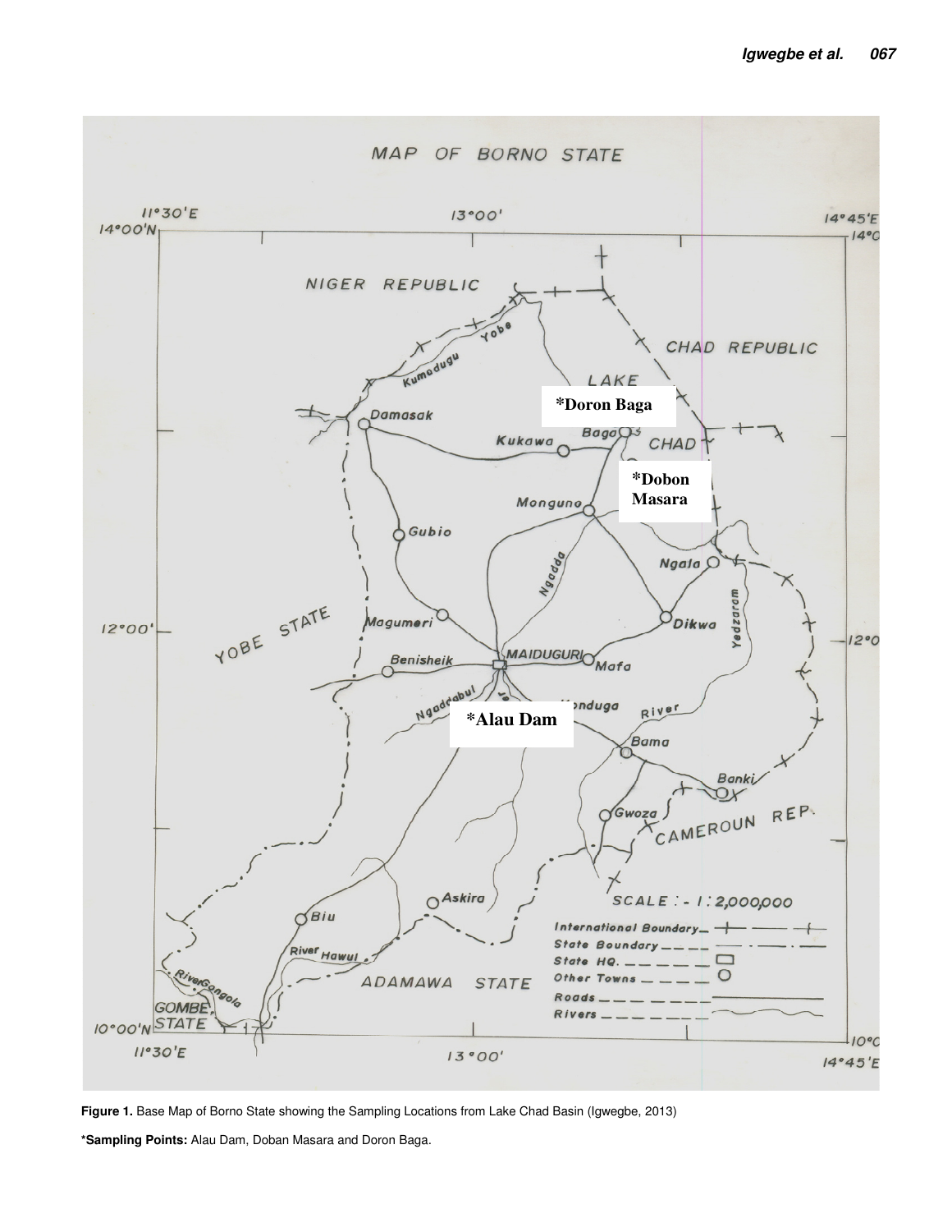**Figure 1.** Base Map of Borno State showing the Sampling Locations from Lake Chad Basin (Igwegbe, 2013)

**\*Sampling Points:** Alau Dam, Doban Masara and Doron Baga.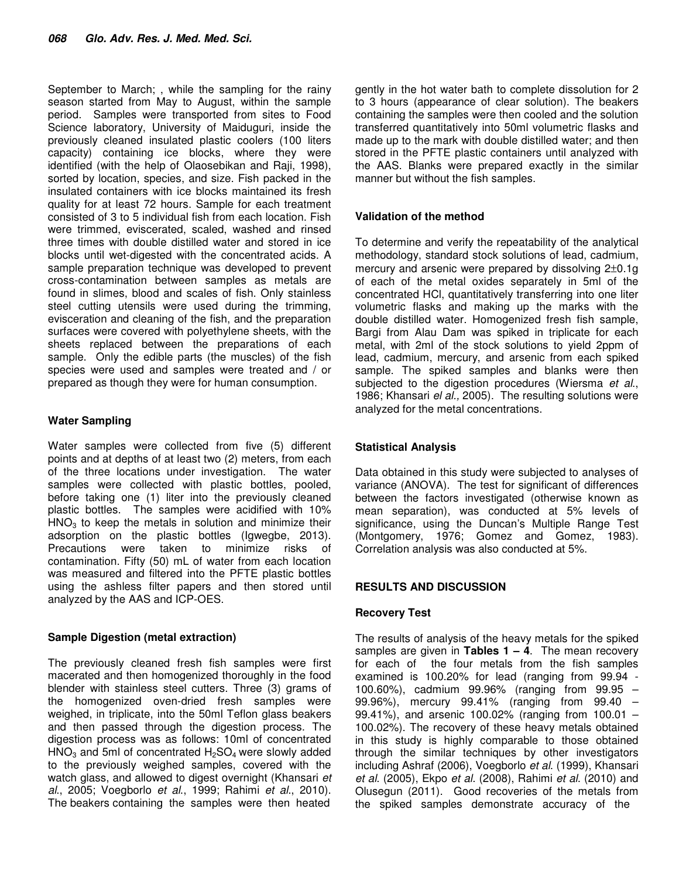September to March; , while the sampling for the rainy season started from May to August, within the sample period. Samples were transported from sites to Food Science laboratory, University of Maiduguri, inside the previously cleaned insulated plastic coolers (100 liters capacity) containing ice blocks, where they were identified (with the help of Olaosebikan and Raji, 1998), sorted by location, species, and size. Fish packed in the insulated containers with ice blocks maintained its fresh quality for at least 72 hours. Sample for each treatment consisted of 3 to 5 individual fish from each location. Fish were trimmed, eviscerated, scaled, washed and rinsed three times with double distilled water and stored in ice blocks until wet-digested with the concentrated acids. A sample preparation technique was developed to prevent cross-contamination between samples as metals are found in slimes, blood and scales of fish. Only stainless steel cutting utensils were used during the trimming, evisceration and cleaning of the fish, and the preparation surfaces were covered with polyethylene sheets, with the sheets replaced between the preparations of each sample. Only the edible parts (the muscles) of the fish species were used and samples were treated and / or prepared as though they were for human consumption.

## Water Sampling

Water samples were collected from five (5) different points and at depths of at least two (2) meters, from each of the three locations under investigation. The water samples were collected with plastic bottles, pooled, before taking one (1) liter into the previously cleaned plastic bottles. The samples were acidified with 10% $HNO_3$ to keep the metals in solution and minimize their adsorption on the plastic bottles (Igwegbe, 2013). Precautions were taken to minimize risks of contamination. Fifty (50) mL of water from each location was measured and filtered into the PFTE plastic bottles using the ashless filter papers and then stored until analyzed by the AAS and ICP-OES.

## Sample Digestion (metal extraction)

The previously cleaned fresh fish samples were first macerated and then homogenized thoroughly in the food blender with stainless steel cutters. Three (3) grams of the homogenized oven-dried fresh samples were weighed, in triplicate, into the 50ml Teflon glass beakers and then passed through the digestion process. The digestion process was as follows: 10ml of concentrated $HNO_3$ and 5ml of concentrated $H_2SO_4$ were slowly added to the previously weighed samples, covered with the watch glass, and allowed to digest overnight (Khansari *et al*., 2005; Voegborlo *et al*., 1999; Rahimi *et al*., 2010). The beakers containing the samples were then heated gently in the hot water bath to complete dissolution for 2 to 3 hours (appearance of clear solution). The beakers containing the samples were then cooled and the solution transferred quantitatively into 50ml volumetric flasks and made up to the mark with double distilled water; and then stored in the PFTE plastic containers until analyzed with the AAS. Blanks were prepared exactly in the similar manner but without the fish samples.

## Validation of the method

To determine and verify the repeatability of the analytical methodology, standard stock solutions of lead, cadmium, mercury and arsenic were prepared by dissolving $2\pm0.1$g of each of the metal oxides separately in 5ml of the concentrated HCl, quantitatively transferring into one liter volumetric flasks and making up the marks with the double distilled water. Homogenized fresh fish sample, Bargi from Alau Dam was spiked in triplicate for each metal, with 2ml of the stock solutions to yield 2ppm of lead, cadmium, mercury, and arsenic from each spiked sample. The spiked samples and blanks were then subjected to the digestion procedures (Wiersma *et al*., 1986; Khansari *el al.,* 2005). The resulting solutions were analyzed for the metal concentrations.

## Statistical Analysis

Data obtained in this study were subjected to analyses of variance (ANOVA). The test for significant of differences between the factors investigated (otherwise known as mean separation), was conducted at 5% levels of significance, using the Duncan's Multiple Range Test (Montgomery, 1976; Gomez and Gomez, 1983). Correlation analysis was also conducted at 5%.

## RESULTS AND DISCUSSION

### Recovery Test

The results of analysis of the heavy metals for the spiked samples are given in **Tables 1 – 4**. The mean recovery for each of the four metals from the fish samples examined is 100.20% for lead (ranging from 99.94 - 100.60%), cadmium 99.96% (ranging from 99.95 – 99.96%), mercury 99.41% (ranging from 99.40 – 99.41%), and arsenic 100.02% (ranging from 100.01 – 100.02%). The recovery of these heavy metals obtained in this study is highly comparable to those obtained through the similar techniques by other investigators including Ashraf (2006), Voegborlo *et al*. (1999), Khansari *et al*. (2005), Ekpo *et al*. (2008), Rahimi *et al*. (2010) and Olusegun (2011). Good recoveries of the metals from the spiked samples demonstrate accuracy of the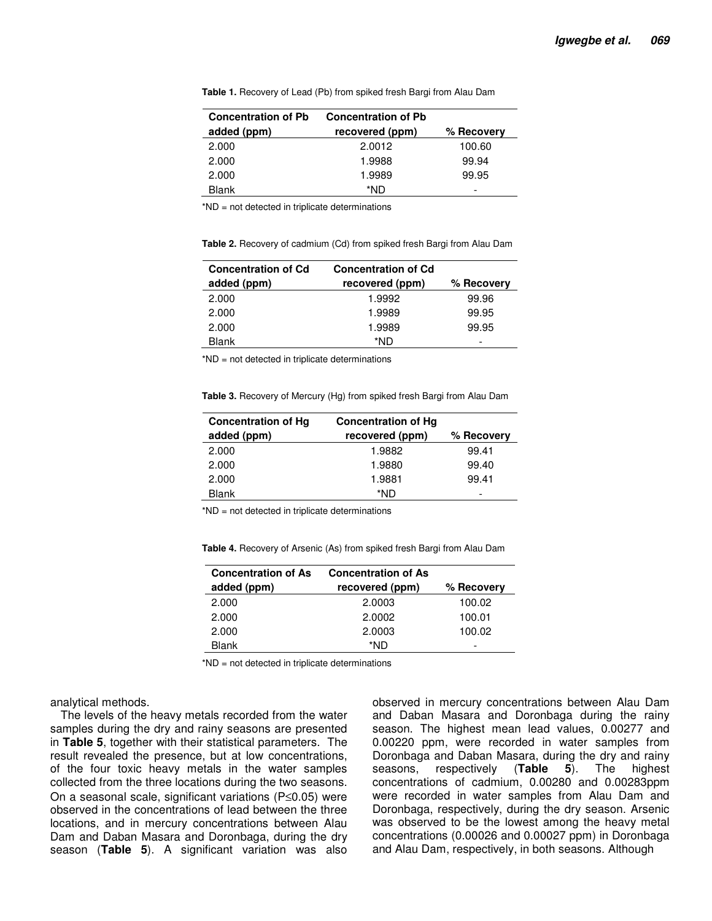**Table 1.** Recovery of Lead (Pb) from spiked fresh Bargi from Alau Dam

| Concentration of Pb added (ppm) | Concentration of Pb recovered (ppm) | % Recovery |
|---|---|---|
| 2.000 | 2.0012 | 100.60 |
| 2.000 | 1.9988 | 99.94 |
| 2.000 | 1.9989 | 99.95 |
| Blank | *ND | - |

*ND = not detected in triplicate determinations

**Table 2.** Recovery of cadmium (Cd) from spiked fresh Bargi from Alau Dam

| Concentration of Cd added (ppm) | Concentration of Cd recovered (ppm) | % Recovery |
|---|---|---|
| 2.000 | 1.9992 | 99.96 |
| 2.000 | 1.9989 | 99.95 |
| 2.000 | 1.9989 | 99.95 |
| Blank | *ND | - |

*ND = not detected in triplicate determinations

**Table 3.** Recovery of Mercury (Hg) from spiked fresh Bargi from Alau Dam

| Concentration of Hg added (ppm) | Concentration of Hg recovered (ppm) | % Recovery |
|---|---|---|
| 2.000 | 1.9882 | 99.41 |
| 2.000 | 1.9880 | 99.40 |
| 2.000 | 1.9881 | 99.41 |
| Blank | *ND | - |

*ND = not detected in triplicate determinations

**Table 4.** Recovery of Arsenic (As) from spiked fresh Bargi from Alau Dam

| Concentration of As added (ppm) | Concentration of As recovered (ppm) | % Recovery |
|---|---|---|
| 2.000 | 2.0003 | 100.02 |
| 2.000 | 2.0002 | 100.01 |
| 2.000 | 2.0003 | 100.02 |
| Blank | *ND | - |

*ND = not detected in triplicate determinations

analytical methods.

The levels of the heavy metals recorded from the water samples during the dry and rainy seasons are presented in **Table 5**, together with their statistical parameters. The result revealed the presence, but at low concentrations, of the four toxic heavy metals in the water samples collected from the three locations during the two seasons. On a seasonal scale, significant variations ($P \leq 0.05$) were observed in the concentrations of lead between the three locations, and in mercury concentrations between Alau Dam and Daban Masara and Doronbaga, during the dry season (**Table 5**). A significant variation was also observed in mercury concentrations between Alau Dam and Daban Masara and Doronbaga during the rainy season. The highest mean lead values, 0.00277 and 0.00220 ppm, were recorded in water samples from Doronbaga and Daban Masara, during the dry and rainy seasons, respectively (**Table 5**). The highest concentrations of cadmium, 0.00280 and 0.00283ppm were recorded in water samples from Alau Dam and Doronbaga, respectively, during the dry season. Arsenic was observed to be the lowest among the heavy metal concentrations (0.00026 and 0.00027 ppm) in Doronbaga and Alau Dam, respectively, in both seasons. Although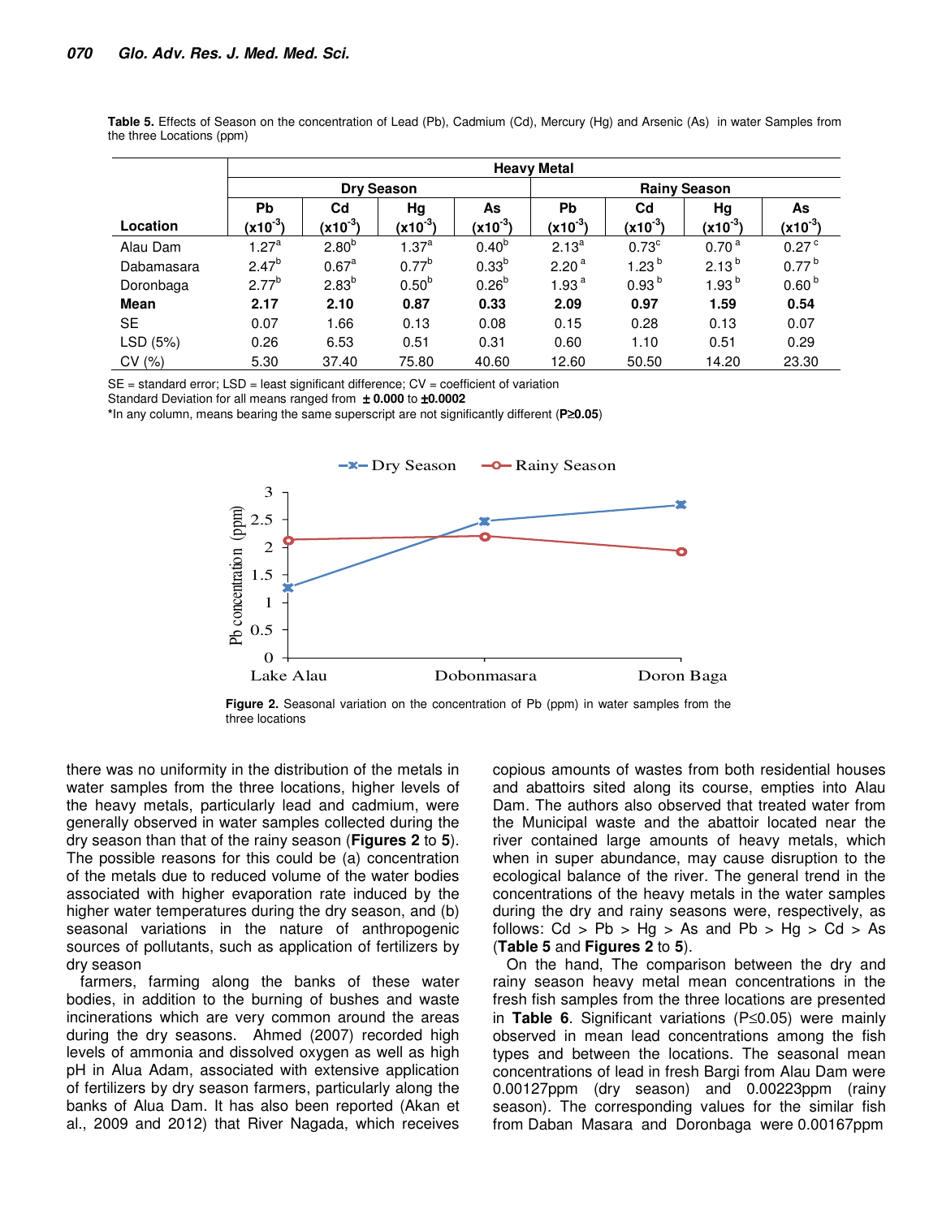**Table 5.** Effects of Season on the concentration of Lead (Pb), Cadmium (Cd), Mercury (Hg) and Arsenic (As) in water Samples from the three Locations (ppm)

| Location | Heavy Metal | | | | | | | |
|---|---|---|---|---|---|---|---|---|
| | Dry Season | | | | Rainy Season | | | |
| | Pb ($x10^{-3}$) | Cd ($x10^{-3}$) | Hg ($x10^{-3}$) | As ($x10^{-3}$) | Pb ($x10^{-3}$) | Cd ($x10^{-3}$) | Hg ($x10^{-3}$) | As ($x10^{-3}$) |
| Alau Dam | $1.27^{a}$ | $2.80^{b}$ | $1.37^{a}$ | $0.40^{b}$ | $2.13^{a}$ | $0.73^{c}$ | $0.70^{a}$ | $0.27^{c}$ |
| Dabamasara | $2.47^{b}$ | $0.67^{a}$ | $0.77^{b}$ | $0.33^{b}$ | $2.20^{a}$ | $1.23^{b}$ | $2.13^{b}$ | $0.77^{b}$ |
| Doronbaga | $2.77^{b}$ | $2.83^{b}$ | $0.50^{b}$ | $0.26^{b}$ | $1.93^{a}$ | $0.93^{b}$ | $1.93^{b}$ | $0.60^{b}$ |
| **Mean** | **2.17** | **2.10** | **0.87** | **0.33** | **2.09** | **0.97** | **1.59** | **0.54** |
| SE | 0.07 | 1.66 | 0.13 | 0.08 | 0.15 | 0.28 | 0.13 | 0.07 |
| LSD (5%) | 0.26 | 6.53 | 0.51 | 0.31 | 0.60 | 1.10 | 0.51 | 0.29 |
| CV (%) | 5.30 | 37.40 | 75.80 | 40.60 | 12.60 | 50.50 | 14.20 | 23.30 |

SE = standard error; LSD = least significant difference; CV = coefficient of variation
Standard Deviation for all means ranged from **± 0.000** to **±0.0002**
*In any column, means bearing the same superscript are not significantly different (**P≥0.05**)

**Figure 2.** Seasonal variation on the concentration of Pb (ppm) in water samples from the three locations

there was no uniformity in the distribution of the metals in water samples from the three locations, higher levels of the heavy metals, particularly lead and cadmium, were generally observed in water samples collected during the dry season than that of the rainy season (**Figures 2** to **5**). The possible reasons for this could be (a) concentration of the metals due to reduced volume of the water bodies associated with higher evaporation rate induced by the higher water temperatures during the dry season, and (b) seasonal variations in the nature of anthropogenic sources of pollutants, such as application of fertilizers by dry season

farmers, farming along the banks of these water bodies, in addition to the burning of bushes and waste incinerations which are very common around the areas during the dry seasons. Ahmed (2007) recorded high levels of ammonia and dissolved oxygen as well as high pH in Alua Adam, associated with extensive application of fertilizers by dry season farmers, particularly along the banks of Alua Dam. It has also been reported (Akan et al., 2009 and 2012) that River Nagada, which receives copious amounts of wastes from both residential houses and abattoirs sited along its course, empties into Alau Dam. The authors also observed that treated water from the Municipal waste and the abattoir located near the river contained large amounts of heavy metals, which when in super abundance, may cause disruption to the ecological balance of the river. The general trend in the concentrations of the heavy metals in the water samples during the dry and rainy seasons were, respectively, as follows: Cd > Pb > Hg > As and Pb > Hg > Cd > As (**Table 5** and **Figures 2** to **5**).

On the hand, The comparison between the dry and rainy season heavy metal mean concentrations in the fresh fish samples from the three locations are presented in **Table 6**. Significant variations (P≤0.05) were mainly observed in mean lead concentrations among the fish types and between the locations. The seasonal mean concentrations of lead in fresh Bargi from Alau Dam were 0.00127ppm (dry season) and 0.00223ppm (rainy season). The corresponding values for the similar fish from Daban Masara and Doronbaga were 0.00167ppm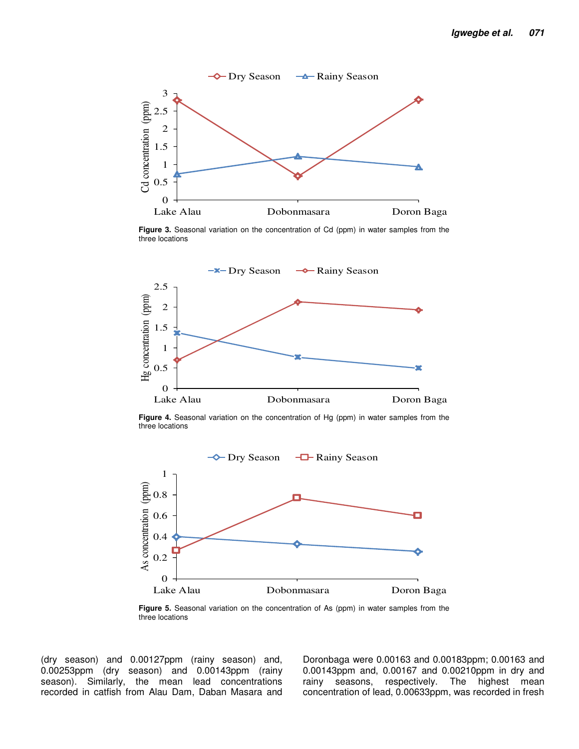Figure 3. Seasonal variation on the concentration of Cd (ppm) in water samples from the three locations

Figure 4. Seasonal variation on the concentration of Hg (ppm) in water samples from the three locations

Figure 5. Seasonal variation on the concentration of As (ppm) in water samples from the three locations

(dry season) and 0.00127ppm (rainy season) and, 0.00253ppm (dry season) and 0.00143ppm (rainy season). Similarly, the mean lead concentrations recorded in catfish from Alau Dam, Daban Masara and Doronbaga were 0.00163 and 0.00183ppm; 0.00163 and 0.00143ppm and, 0.00167 and 0.00210ppm in dry and rainy seasons, respectively. The highest mean concentration of lead, 0.00633ppm, was recorded in fresh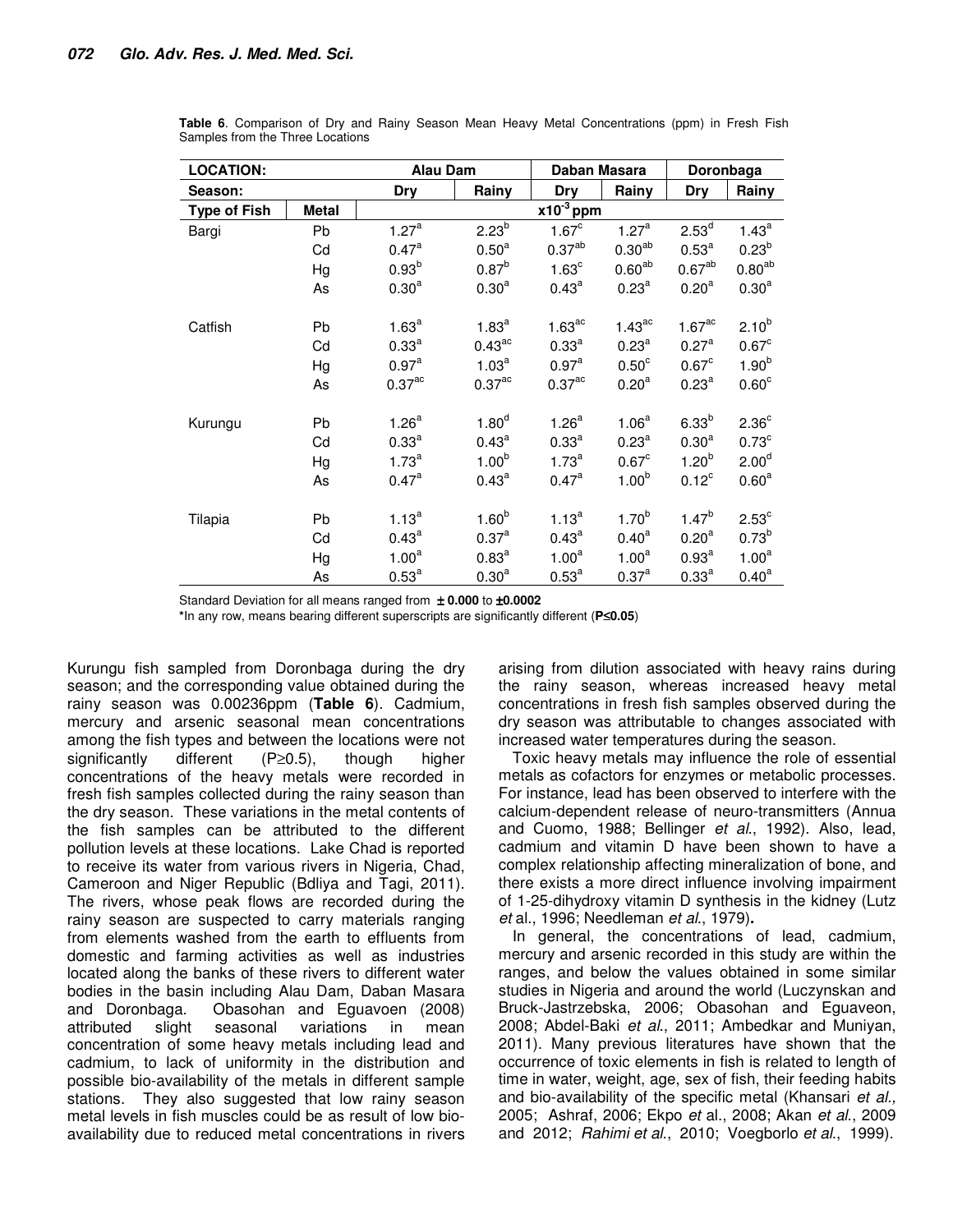**Table 6**. Comparison of Dry and Rainy Season Mean Heavy Metal Concentrations (ppm) in Fresh Fish Samples from the Three Locations

| LOCATION: | | Alau Dam | | Daban Masara | | Doronbaga | |
|---|---|---|---|---|---|---|---|
| Season: | | Dry | Rainy | Dry | Rainy | Dry | Rainy |
| Type of Fish | Metal | $x10^{-3}$ ppm | | | | | |
| Bargi | Pb | $1.27^{a}$ | $2.23^{b}$ | $1.67^{c}$ | $1.27^{a}$ | $2.53^{d}$ | $1.43^{a}$ |
| | Cd | $0.47^{a}$ | $0.50^{a}$ | $0.37^{ab}$ | $0.30^{ab}$ | $0.53^{a}$ | $0.23^{b}$ |
| | Hg | $0.93^{b}$ | $0.87^{b}$ | $1.63^{c}$ | $0.60^{ab}$ | $0.67^{ab}$ | $0.80^{ab}$ |
| | As | $0.30^{a}$ | $0.30^{a}$ | $0.43^{a}$ | $0.23^{a}$ | $0.20^{a}$ | $0.30^{a}$ |
| Catfish | Pb | $1.63^{a}$ | $1.83^{a}$ | $1.63^{ac}$ | $1.43^{ac}$ | $1.67^{ac}$ | $2.10^{b}$ |
| | Cd | $0.33^{a}$ | $0.43^{ac}$ | $0.33^{a}$ | $0.23^{a}$ | $0.27^{a}$ | $0.67^{c}$ |
| | Hg | $0.97^{a}$ | $1.03^{a}$ | $0.97^{a}$ | $0.50^{c}$ | $0.67^{c}$ | $1.90^{b}$ |
| | As | $0.37^{ac}$ | $0.37^{ac}$ | $0.37^{ac}$ | $0.20^{a}$ | $0.23^{a}$ | $0.60^{c}$ |
| Kurungu | Pb | $1.26^{a}$ | $1.80^{d}$ | $1.26^{a}$ | $1.06^{a}$ | $6.33^{b}$ | $2.36^{c}$ |
| | Cd | $0.33^{a}$ | $0.43^{a}$ | $0.33^{a}$ | $0.23^{a}$ | $0.30^{a}$ | $0.73^{c}$ |
| | Hg | $1.73^{a}$ | $1.00^{b}$ | $1.73^{a}$ | $0.67^{c}$ | $1.20^{b}$ | $2.00^{d}$ |
| | As | $0.47^{a}$ | $0.43^{a}$ | $0.47^{a}$ | $1.00^{b}$ | $0.12^{c}$ | $0.60^{a}$ |
| Tilapia | Pb | $1.13^{a}$ | $1.60^{b}$ | $1.13^{a}$ | $1.70^{b}$ | $1.47^{b}$ | $2.53^{c}$ |
| | Cd | $0.43^{a}$ | $0.37^{a}$ | $0.43^{a}$ | $0.40^{a}$ | $0.20^{a}$ | $0.73^{b}$ |
| | Hg | $1.00^{a}$ | $0.83^{a}$ | $1.00^{a}$ | $1.00^{a}$ | $0.93^{a}$ | $1.00^{a}$ |
| | As | $0.53^{a}$ | $0.30^{a}$ | $0.53^{a}$ | $0.37^{a}$ | $0.33^{a}$ | $0.40^{a}$ |

Standard Deviation for all means ranged from **± 0.000** to **±0.0002**

***In any row, means bearing different superscripts are significantly different (**$P \leq 0.05$**)

Kurungu fish sampled from Doronbaga during the dry season; and the corresponding value obtained during the rainy season was 0.00236ppm (**Table 6**). Cadmium, mercury and arsenic seasonal mean concentrations among the fish types and between the locations were not significantly different ($P \geq 0.5$), though higher concentrations of the heavy metals were recorded in fresh fish samples collected during the rainy season than the dry season. These variations in the metal contents of the fish samples can be attributed to the different pollution levels at these locations. Lake Chad is reported to receive its water from various rivers in Nigeria, Chad, Cameroon and Niger Republic (Bdliya and Tagi, 2011). The rivers, whose peak flows are recorded during the rainy season are suspected to carry materials ranging from elements washed from the earth to effluents from domestic and farming activities as well as industries located along the banks of these rivers to different water bodies in the basin including Alau Dam, Daban Masara and Doronbaga. Obasohan and Eguavoen (2008) attributed slight seasonal variations in mean concentration of some heavy metals including lead and cadmium, to lack of uniformity in the distribution and possible bio-availability of the metals in different sample stations. They also suggested that low rainy season metal levels in fish muscles could be as result of low bio-availability due to reduced metal concentrations in rivers arising from dilution associated with heavy rains during the rainy season, whereas increased heavy metal concentrations in fresh fish samples observed during the dry season was attributable to changes associated with increased water temperatures during the season.

Toxic heavy metals may influence the role of essential metals as cofactors for enzymes or metabolic processes. For instance, lead has been observed to interfere with the calcium-dependent release of neuro-transmitters (Annua and Cuomo, 1988; Bellinger *et al*., 1992). Also, lead, cadmium and vitamin D have been shown to have a complex relationship affecting mineralization of bone, and there exists a more direct influence involving impairment of 1-25-dihydroxy vitamin D synthesis in the kidney (Lutz *et* al., 1996; Needleman *et al*., 1979)**.**

In general, the concentrations of lead, cadmium, mercury and arsenic recorded in this study are within the ranges, and below the values obtained in some similar studies in Nigeria and around the world (Luczynskan and Bruck-Jastrzebska, 2006; Obasohan and Eguaveon, 2008; Abdel-Baki *et al*., 2011; Ambedkar and Muniyan, 2011). Many previous literatures have shown that the occurrence of toxic elements in fish is related to length of time in water, weight, age, sex of fish, their feeding habits and bio-availability of the specific metal (Khansari *et al.,* 2005; Ashraf, 2006; Ekpo *et* al., 2008; Akan *et al*., 2009 and 2012; *Rahimi et al*., 2010; Voegborlo *et al*., 1999).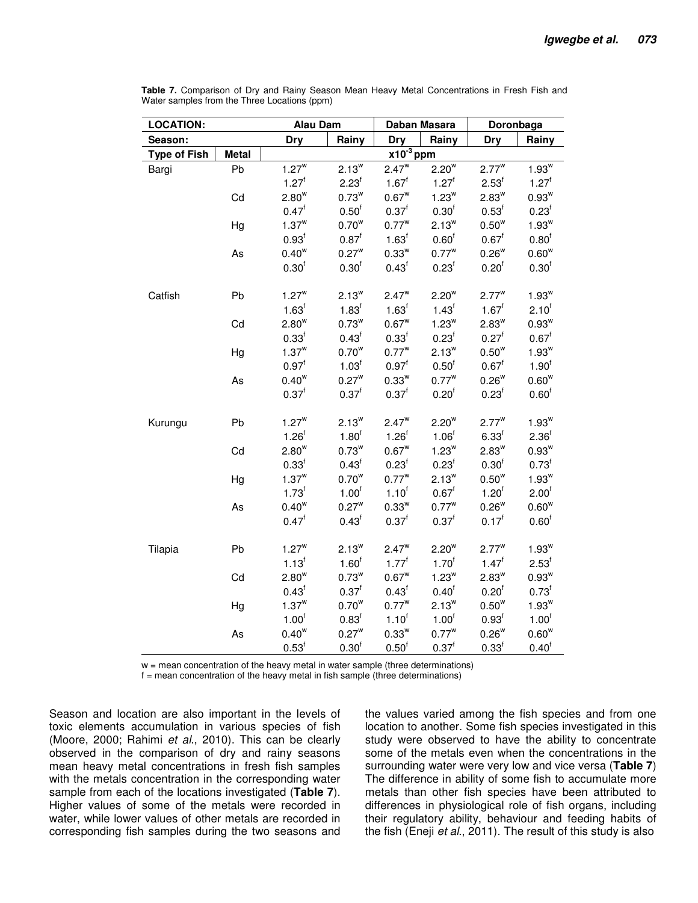**Table 7.** Comparison of Dry and Rainy Season Mean Heavy Metal Concentrations in Fresh Fish and Water samples from the Three Locations (ppm)

| LOCATION: | | Alau Dam | | Daban Masara | | Doronbaga | |
|---|---|---|---|---|---|---|---|
| Season: | | Dry | Rainy | Dry | Rainy | Dry | Rainy |
| Type of Fish | Metal | $x10^{-3}$ ppm | | | | | |
| Bargi | Pb | $1.27^{w}$ | $2.13^{w}$ | $2.47^{w}$ | $2.20^{w}$ | $2.77^{w}$ | $1.93^{w}$ |
| | | $1.27^{f}$ | $2.23^{f}$ | $1.67^{f}$ | $1.27^{f}$ | $2.53^{f}$ | $1.27^{f}$ |
| | Cd | $2.80^{w}$ | $0.73^{w}$ | $0.67^{w}$ | $1.23^{w}$ | $2.83^{w}$ | $0.93^{w}$ |
| | | $0.47^{f}$ | $0.50^{f}$ | $0.37^{f}$ | $0.30^{f}$ | $0.53^{f}$ | $0.23^{f}$ |
| | Hg | $1.37^{w}$ | $0.70^{w}$ | $0.77^{w}$ | $2.13^{w}$ | $0.50^{w}$ | $1.93^{w}$ |
| | | $0.93^{f}$ | $0.87^{f}$ | $1.63^{f}$ | $0.60^{f}$ | $0.67^{f}$ | $0.80^{f}$ |
| | As | $0.40^{w}$ | $0.27^{w}$ | $0.33^{w}$ | $0.77^{w}$ | $0.26^{w}$ | $0.60^{w}$ |
| | | $0.30^{f}$ | $0.30^{f}$ | $0.43^{f}$ | $0.23^{f}$ | $0.20^{f}$ | $0.30^{f}$ |
| Catfish | Pb | $1.27^{w}$ | $2.13^{w}$ | $2.47^{w}$ | $2.20^{w}$ | $2.77^{w}$ | $1.93^{w}$ |
| | | $1.63^{f}$ | $1.83^{f}$ | $1.63^{f}$ | $1.43^{f}$ | $1.67^{f}$ | $2.10^{f}$ |
| | Cd | $2.80^{w}$ | $0.73^{w}$ | $0.67^{w}$ | $1.23^{w}$ | $2.83^{w}$ | $0.93^{w}$ |
| | | $0.33^{f}$ | $0.43^{f}$ | $0.33^{f}$ | $0.23^{f}$ | $0.27^{f}$ | $0.67^{f}$ |
| | Hg | $1.37^{w}$ | $0.70^{w}$ | $0.77^{w}$ | $2.13^{w}$ | $0.50^{w}$ | $1.93^{w}$ |
| | | $0.97^{f}$ | $1.03^{f}$ | $0.97^{f}$ | $0.50^{f}$ | $0.67^{f}$ | $1.90^{f}$ |
| | As | $0.40^{w}$ | $0.27^{w}$ | $0.33^{w}$ | $0.77^{w}$ | $0.26^{w}$ | $0.60^{w}$ |
| | | $0.37^{f}$ | $0.37^{f}$ | $0.37^{f}$ | $0.20^{f}$ | $0.23^{f}$ | $0.60^{f}$ |
| Kurungu | Pb | $1.27^{w}$ | $2.13^{w}$ | $2.47^{w}$ | $2.20^{w}$ | $2.77^{w}$ | $1.93^{w}$ |
| | | $1.26^{f}$ | $1.80^{f}$ | $1.26^{f}$ | $1.06^{f}$ | $6.33^{f}$ | $2.36^{f}$ |
| | Cd | $2.80^{w}$ | $0.73^{w}$ | $0.67^{w}$ | $1.23^{w}$ | $2.83^{w}$ | $0.93^{w}$ |
| | | $0.33^{f}$ | $0.43^{f}$ | $0.23^{f}$ | $0.23^{f}$ | $0.30^{f}$ | $0.73^{f}$ |
| | Hg | $1.37^{w}$ | $0.70^{w}$ | $0.77^{w}$ | $2.13^{w}$ | $0.50^{w}$ | $1.93^{w}$ |
| | | $1.73^{f}$ | $1.00^{f}$ | $1.10^{f}$ | $0.67^{f}$ | $1.20^{f}$ | $2.00^{f}$ |
| | As | $0.40^{w}$ | $0.27^{w}$ | $0.33^{w}$ | $0.77^{w}$ | $0.26^{w}$ | $0.60^{w}$ |
| | | $0.47^{f}$ | $0.43^{f}$ | $0.37^{f}$ | $0.37^{f}$ | $0.17^{f}$ | $0.60^{f}$ |
| Tilapia | Pb | $1.27^{w}$ | $2.13^{w}$ | $2.47^{w}$ | $2.20^{w}$ | $2.77^{w}$ | $1.93^{w}$ |
| | | $1.13^{f}$ | $1.60^{f}$ | $1.77^{f}$ | $1.70^{f}$ | $1.47^{f}$ | $2.53^{f}$ |
| | Cd | $2.80^{w}$ | $0.73^{w}$ | $0.67^{w}$ | $1.23^{w}$ | $2.83^{w}$ | $0.93^{w}$ |
| | | $0.43^{f}$ | $0.37^{f}$ | $0.43^{f}$ | $0.40^{f}$ | $0.20^{f}$ | $0.73^{f}$ |
| | Hg | $1.37^{w}$ | $0.70^{w}$ | $0.77^{w}$ | $2.13^{w}$ | $0.50^{w}$ | $1.93^{w}$ |
| | | $1.00^{f}$ | $0.83^{f}$ | $1.10^{f}$ | $1.00^{f}$ | $0.93^{f}$ | $1.00^{f}$ |
| | As | $0.40^{w}$ | $0.27^{w}$ | $0.33^{w}$ | $0.77^{w}$ | $0.26^{w}$ | $0.60^{w}$ |
| | | $0.53^{f}$ | $0.30^{f}$ | $0.50^{f}$ | $0.37^{f}$ | $0.33^{f}$ | $0.40^{f}$ |

w = mean concentration of the heavy metal in water sample (three determinations)
f = mean concentration of the heavy metal in fish sample (three determinations)

Season and location are also important in the levels of toxic elements accumulation in various species of fish (Moore, 2000; Rahimi *et al*., 2010). This can be clearly observed in the comparison of dry and rainy seasons mean heavy metal concentrations in fresh fish samples with the metals concentration in the corresponding water sample from each of the locations investigated (**Table 7**). Higher values of some of the metals were recorded in water, while lower values of other metals are recorded in corresponding fish samples during the two seasons and the values varied among the fish species and from one location to another. Some fish species investigated in this study were observed to have the ability to concentrate some of the metals even when the concentrations in the surrounding water were very low and vice versa (**Table 7**) The difference in ability of some fish to accumulate more metals than other fish species have been attributed to differences in physiological role of fish organs, including their regulatory ability, behaviour and feeding habits of the fish (Eneji *et al*., 2011). The result of this study is also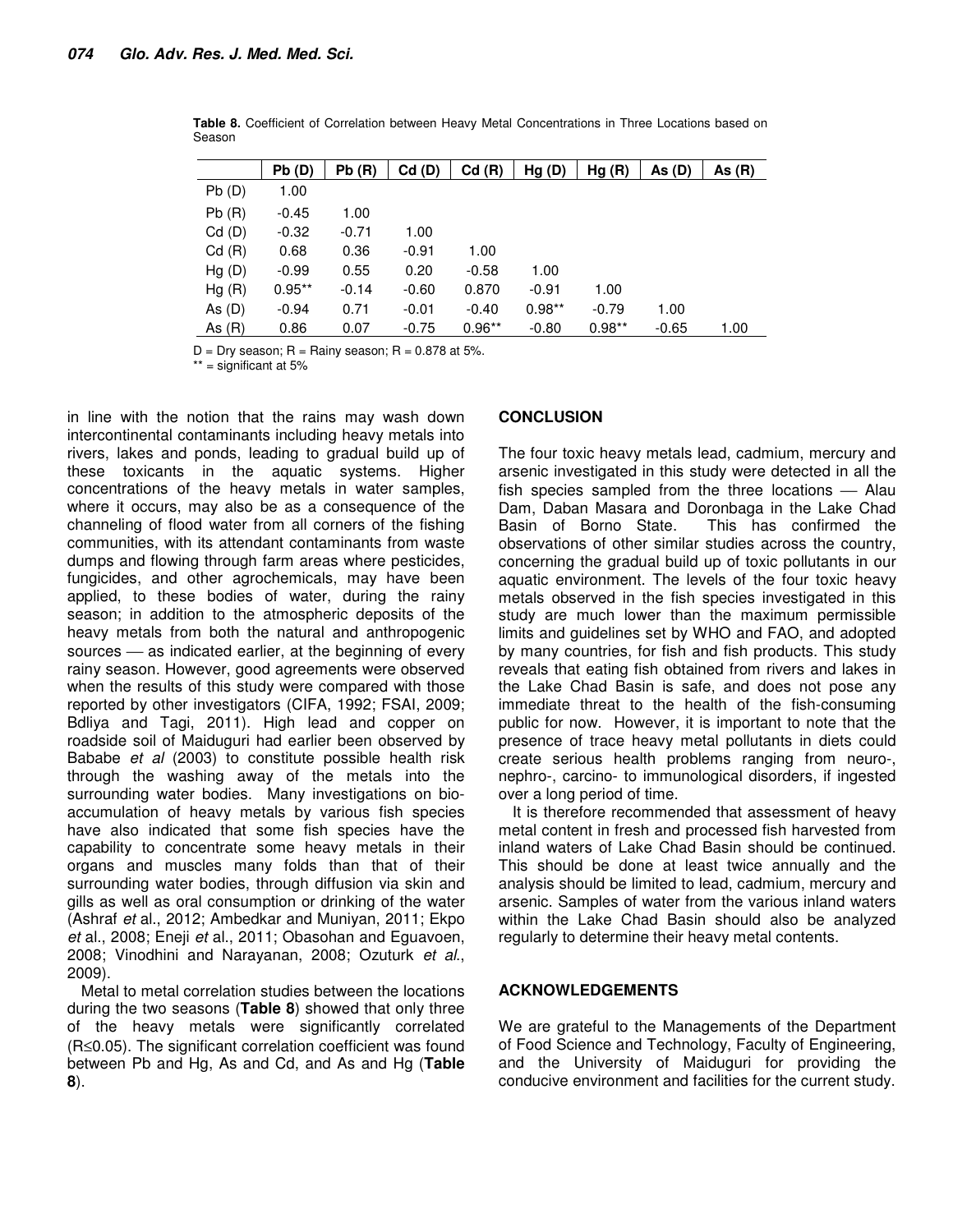**Table 8.** Coefficient of Correlation between Heavy Metal Concentrations in Three Locations based on Season

| | Pb (D) | Pb (R) | Cd (D) | Cd (R) | Hg (D) | Hg (R) | As (D) | As (R) |
|---|---|---|---|---|---|---|---|---|
| Pb (D) | 1.00 | | | | | | | |
| Pb (R) | -0.45 | 1.00 | | | | | | |
| Cd (D) | -0.32 | -0.71 | 1.00 | | | | | |
| Cd (R) | 0.68 | 0.36 | -0.91 | 1.00 | | | | |
| Hg (D) | -0.99 | 0.55 | 0.20 | -0.58 | 1.00 | | | |
| Hg (R) | 0.95** | -0.14 | -0.60 | 0.870 | -0.91 | 1.00 | | |
| As (D) | -0.94 | 0.71 | -0.01 | -0.40 | 0.98** | -0.79 | 1.00 | |
| As (R) | 0.86 | 0.07 | -0.75 | 0.96** | -0.80 | 0.98** | -0.65 | 1.00 |

D = Dry season; R = Rainy season; R = 0.878 at 5%.

** = significant at 5%

in line with the notion that the rains may wash down intercontinental contaminants including heavy metals into rivers, lakes and ponds, leading to gradual build up of these toxicants in the aquatic systems. Higher concentrations of the heavy metals in water samples, where it occurs, may also be as a consequence of the channeling of flood water from all corners of the fishing communities, with its attendant contaminants from waste dumps and flowing through farm areas where pesticides, fungicides, and other agrochemicals, may have been applied, to these bodies of water, during the rainy season; in addition to the atmospheric deposits of the heavy metals from both the natural and anthropogenic sources — as indicated earlier, at the beginning of every rainy season. However, good agreements were observed when the results of this study were compared with those reported by other investigators (CIFA, 1992; FSAI, 2009; Bdliya and Tagi, 2011). High lead and copper on roadside soil of Maiduguri had earlier been observed by Bababe *et al* (2003) to constitute possible health risk through the washing away of the metals into the surrounding water bodies. Many investigations on bio-accumulation of heavy metals by various fish species have also indicated that some fish species have the capability to concentrate some heavy metals in their organs and muscles many folds than that of their surrounding water bodies, through diffusion via skin and gills as well as oral consumption or drinking of the water (Ashraf *et* al., 2012; Ambedkar and Muniyan, 2011; Ekpo *et* al., 2008; Eneji *et* al., 2011; Obasohan and Eguavoen, 2008; Vinodhini and Narayanan, 2008; Ozuturk *et al*., 2009).

Metal to metal correlation studies between the locations during the two seasons (**Table 8**) showed that only three of the heavy metals were significantly correlated ($R \leq 0.05$). The significant correlation coefficient was found between Pb and Hg, As and Cd, and As and Hg (**Table 8**).

## CONCLUSION

The four toxic heavy metals lead, cadmium, mercury and arsenic investigated in this study were detected in all the fish species sampled from the three locations — Alau Dam, Daban Masara and Doronbaga in the Lake Chad Basin of Borno State. This has confirmed the observations of other similar studies across the country, concerning the gradual build up of toxic pollutants in our aquatic environment. The levels of the four toxic heavy metals observed in the fish species investigated in this study are much lower than the maximum permissible limits and guidelines set by WHO and FAO, and adopted by many countries, for fish and fish products. This study reveals that eating fish obtained from rivers and lakes in the Lake Chad Basin is safe, and does not pose any immediate threat to the health of the fish-consuming public for now. However, it is important to note that the presence of trace heavy metal pollutants in diets could create serious health problems ranging from neuro-, nephro-, carcino- to immunological disorders, if ingested over a long period of time.

It is therefore recommended that assessment of heavy metal content in fresh and processed fish harvested from inland waters of Lake Chad Basin should be continued. This should be done at least twice annually and the analysis should be limited to lead, cadmium, mercury and arsenic. Samples of water from the various inland waters within the Lake Chad Basin should also be analyzed regularly to determine their heavy metal contents.

## ACKNOWLEDGEMENTS

We are grateful to the Managements of the Department of Food Science and Technology, Faculty of Engineering, and the University of Maiduguri for providing the conducive environment and facilities for the current study.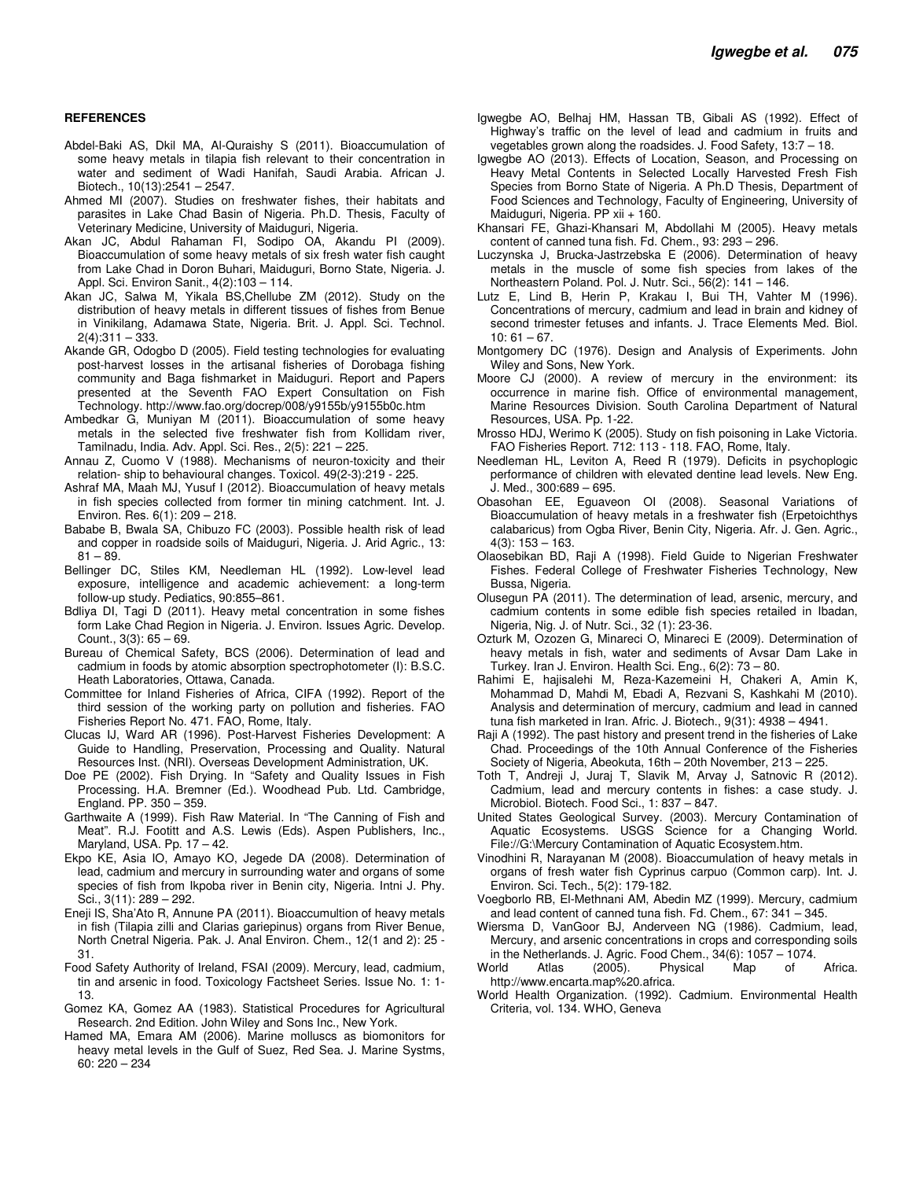**REFERENCES**

Abdel-Baki AS, Dkil MA, Al-Quraishy S (2011). Bioaccumulation of some heavy metals in tilapia fish relevant to their concentration in water and sediment of Wadi Hanifah, Saudi Arabia. African J. Biotech., 10(13):2541 – 2547.

Ahmed MI (2007). Studies on freshwater fishes, their habitats and parasites in Lake Chad Basin of Nigeria. Ph.D. Thesis, Faculty of Veterinary Medicine, University of Maiduguri, Nigeria.

Akan JC, Abdul Rahaman FI, Sodipo OA, Akandu PI (2009). Bioaccumulation of some heavy metals of six fresh water fish caught from Lake Chad in Doron Buhari, Maiduguri, Borno State, Nigeria. J. Appl. Sci. Environ Sanit., 4(2):103 – 114.

Akan JC, Salwa M, Yikala BS,Chellube ZM (2012). Study on the distribution of heavy metals in different tissues of fishes from Benue in Vinikilang, Adamawa State, Nigeria. Brit. J. Appl. Sci. Technol. 2(4):311 – 333.

Akande GR, Odogbo D (2005). Field testing technologies for evaluating post-harvest losses in the artisanal fisheries of Dorobaga fishing community and Baga fishmarket in Maiduguri. Report and Papers presented at the Seventh FAO Expert Consultation on Fish Technology. http://www.fao.org/docrep/008/y9155b/y9155b0c.htm

Ambedkar G, Muniyan M (2011). Bioaccumulation of some heavy metals in the selected five freshwater fish from Kollidam river, Tamilnadu, India. Adv. Appl. Sci. Res., 2(5): 221 – 225.

Annau Z, Cuomo V (1988). Mechanisms of neuron-toxicity and their relation- ship to behavioural changes. Toxicol. 49(2-3):219 - 225.

Ashraf MA, Maah MJ, Yusuf I (2012). Bioaccumulation of heavy metals in fish species collected from former tin mining catchment. Int. J. Environ. Res. 6(1): 209 – 218.

Bababe B, Bwala SA, Chibuzo FC (2003). Possible health risk of lead and copper in roadside soils of Maiduguri, Nigeria. J. Arid Agric., 13: 81 – 89.

Bellinger DC, Stiles KM, Needleman HL (1992). Low-level lead exposure, intelligence and academic achievement: a long-term follow-up study. Pediatics, 90:855–861.

Bdliya DI, Tagi D (2011). Heavy metal concentration in some fishes form Lake Chad Region in Nigeria. J. Environ. Issues Agric. Develop. Count., 3(3): 65 – 69.

Bureau of Chemical Safety, BCS (2006). Determination of lead and cadmium in foods by atomic absorption spectrophotometer (I): B.S.C. Heath Laboratories, Ottawa, Canada.

Committee for Inland Fisheries of Africa, CIFA (1992). Report of the third session of the working party on pollution and fisheries. FAO Fisheries Report No. 471. FAO, Rome, Italy.

Clucas IJ, Ward AR (1996). Post-Harvest Fisheries Development: A Guide to Handling, Preservation, Processing and Quality. Natural Resources Inst. (NRI). Overseas Development Administration, UK.

Doe PE (2002). Fish Drying. In "Safety and Quality Issues in Fish Processing. H.A. Bremner (Ed.). Woodhead Pub. Ltd. Cambridge, England. PP. 350 – 359.

Garthwaite A (1999). Fish Raw Material. In "The Canning of Fish and Meat". R.J. Footitt and A.S. Lewis (Eds). Aspen Publishers, Inc., Maryland, USA. Pp. 17 – 42.

Ekpo KE, Asia IO, Amayo KO, Jegede DA (2008). Determination of lead, cadmium and mercury in surrounding water and organs of some species of fish from Ikpoba river in Benin city, Nigeria. Intni J. Phy. Sci., 3(11): 289 – 292.

Eneji IS, Sha'Ato R, Annune PA (2011). Bioaccumultion of heavy metals in fish (Tilapia zilli and Clarias gariepinus) organs from River Benue, North Cnetral Nigeria. Pak. J. Anal Environ. Chem., 12(1 and 2): 25 - 31.

Food Safety Authority of Ireland, FSAI (2009). Mercury, lead, cadmium, tin and arsenic in food. Toxicology Factsheet Series. Issue No. 1: 1-13.

Gomez KA, Gomez AA (1983). Statistical Procedures for Agricultural Research. 2nd Edition. John Wiley and Sons Inc., New York.

Hamed MA, Emara AM (2006). Marine molluscs as biomonitors for heavy metal levels in the Gulf of Suez, Red Sea. J. Marine Systms, 60: 220 – 234

Igwegbe AO, Belhaj HM, Hassan TB, Gibali AS (1992). Effect of Highway's traffic on the level of lead and cadmium in fruits and vegetables grown along the roadsides. J. Food Safety, 13:7 – 18.

Igwegbe AO (2013). Effects of Location, Season, and Processing on Heavy Metal Contents in Selected Locally Harvested Fresh Fish Species from Borno State of Nigeria. A Ph.D Thesis, Department of Food Sciences and Technology, Faculty of Engineering, University of Maiduguri, Nigeria. PP xii + 160.

Khansari FE, Ghazi-Khansari M, Abdollahi M (2005). Heavy metals content of canned tuna fish. Fd. Chem., 93: 293 – 296.

Luczynska J, Brucka-Jastrzebska E (2006). Determination of heavy metals in the muscle of some fish species from lakes of the Northeastern Poland. Pol. J. Nutr. Sci., 56(2): 141 – 146.

Lutz E, Lind B, Herin P, Krakau I, Bui TH, Vahter M (1996). Concentrations of mercury, cadmium and lead in brain and kidney of second trimester fetuses and infants. J. Trace Elements Med. Biol. 10: 61 – 67.

Montgomery DC (1976). Design and Analysis of Experiments. John Wiley and Sons, New York.

Moore CJ (2000). A review of mercury in the environment: its occurrence in marine fish. Office of environmental management, Marine Resources Division. South Carolina Department of Natural Resources, USA. Pp. 1-22.

Mrosso HDJ, Werimo K (2005). Study on fish poisoning in Lake Victoria. FAO Fisheries Report. 712: 113 - 118. FAO, Rome, Italy.

Needleman HL, Leviton A, Reed R (1979). Deficits in psychoplogic performance of children with elevated dentine lead levels. New Eng. J. Med., 300:689 – 695.

Obasohan EE, Eguaveon OI (2008). Seasonal Variations of Bioaccumulation of heavy metals in a freshwater fish (Erpetoichthys calabaricus) from Ogba River, Benin City, Nigeria. Afr. J. Gen. Agric., 4(3): 153 – 163.

Olaosebikan BD, Raji A (1998). Field Guide to Nigerian Freshwater Fishes. Federal College of Freshwater Fisheries Technology, New Bussa, Nigeria.

Olusegun PA (2011). The determination of lead, arsenic, mercury, and cadmium contents in some edible fish species retailed in Ibadan, Nigeria, Nig. J. of Nutr. Sci., 32 (1): 23-36.

Ozturk M, Ozozen G, Minareci O, Minareci E (2009). Determination of heavy metals in fish, water and sediments of Avsar Dam Lake in Turkey. Iran J. Environ. Health Sci. Eng., 6(2): 73 – 80.

Rahimi E, hajisalehi M, Reza-Kazemeini H, Chakeri A, Amin K, Mohammad D, Mahdi M, Ebadi A, Rezvani S, Kashkahi M (2010). Analysis and determination of mercury, cadmium and lead in canned tuna fish marketed in Iran. Afric. J. Biotech., 9(31): 4938 – 4941.

Raji A (1992). The past history and present trend in the fisheries of Lake Chad. Proceedings of the 10th Annual Conference of the Fisheries Society of Nigeria, Abeokuta, 16th – 20th November, 213 – 225.

Toth T, Andreji J, Juraj T, Slavik M, Arvay J, Satnovic R (2012). Cadmium, lead and mercury contents in fishes: a case study. J. Microbiol. Biotech. Food Sci., 1: 837 – 847.

United States Geological Survey. (2003). Mercury Contamination of Aquatic Ecosystems. USGS Science for a Changing World. File://G:\Mercury Contamination of Aquatic Ecosystem.htm.

Vinodhini R, Narayanan M (2008). Bioaccumulation of heavy metals in organs of fresh water fish Cyprinus carpuo (Common carp). Int. J. Environ. Sci. Tech., 5(2): 179-182.

Voegborlo RB, El-Methnani AM, Abedin MZ (1999). Mercury, cadmium and lead content of canned tuna fish. Fd. Chem., 67: 341 – 345.

Wiersma D, VanGoor BJ, Anderveen NG (1986). Cadmium, lead, Mercury, and arsenic concentrations in crops and corresponding soils in the Netherlands. J. Agric. Food Chem., 34(6): 1057 – 1074.

World Atlas (2005). Physical Map of Africa. http://www.encarta.map%20.africa.

World Health Organization. (1992). Cadmium. Environmental Health Criteria, vol. 134. WHO, Geneva